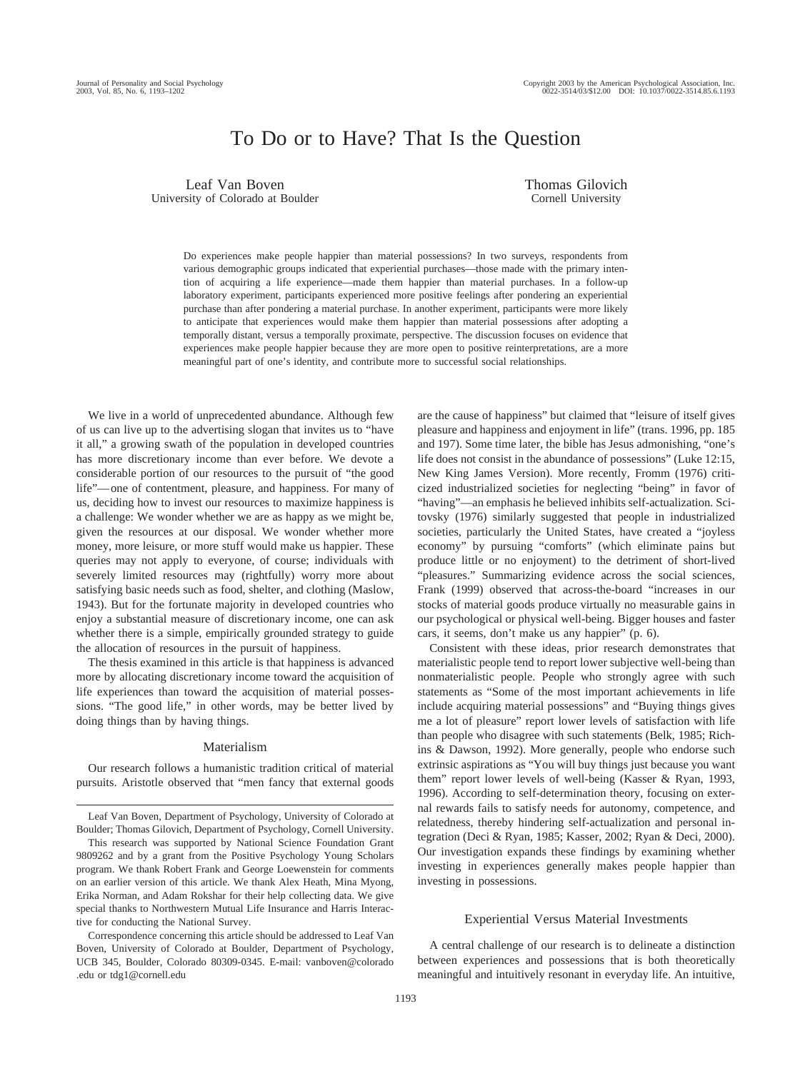# To Do or to Have? That Is the Question

Leaf Van Boven
University of Colorado at Boulder

Thomas Gilovich
Cornell University

Do experiences make people happier than material possessions? In two surveys, respondents from various demographic groups indicated that experiential purchases—those made with the primary intention of acquiring a life experience—made them happier than material purchases. In a follow-up laboratory experiment, participants experienced more positive feelings after pondering an experiential purchase than after pondering a material purchase. In another experiment, participants were more likely to anticipate that experiences would make them happier than material possessions after adopting a temporally distant, versus a temporally proximate, perspective. The discussion focuses on evidence that experiences make people happier because they are more open to positive reinterpretations, are a more meaningful part of one's identity, and contribute more to successful social relationships.

We live in a world of unprecedented abundance. Although few of us can live up to the advertising slogan that invites us to "have it all," a growing swath of the population in developed countries has more discretionary income than ever before. We devote a considerable portion of our resources to the pursuit of "the good life"—one of contentment, pleasure, and happiness. For many of us, deciding how to invest our resources to maximize happiness is a challenge: We wonder whether we are as happy as we might be, given the resources at our disposal. We wonder whether more money, more leisure, or more stuff would make us happier. These queries may not apply to everyone, of course; individuals with severely limited resources may (rightfully) worry more about satisfying basic needs such as food, shelter, and clothing (Maslow, 1943). But for the fortunate majority in developed countries who enjoy a substantial measure of discretionary income, one can ask whether there is a simple, empirically grounded strategy to guide the allocation of resources in the pursuit of happiness.

The thesis examined in this article is that happiness is advanced more by allocating discretionary income toward the acquisition of life experiences than toward the acquisition of material possessions. "The good life," in other words, may be better lived by doing things than by having things.

## Materialism

Our research follows a humanistic tradition critical of material pursuits. Aristotle observed that "men fancy that external goods are the cause of happiness" but claimed that "leisure of itself gives pleasure and happiness and enjoyment in life" (trans. 1996, pp. 185 and 197). Some time later, the bible has Jesus admonishing, "one's life does not consist in the abundance of possessions" (Luke 12:15, New King James Version). More recently, Fromm (1976) criticized industrialized societies for neglecting "being" in favor of "having"—an emphasis he believed inhibits self-actualization. Scitovsky (1976) similarly suggested that people in industrialized societies, particularly the United States, have created a "joyless economy" by pursuing "comforts" (which eliminate pains but produce little or no enjoyment) to the detriment of short-lived "pleasures." Summarizing evidence across the social sciences, Frank (1999) observed that across-the-board "increases in our stocks of material goods produce virtually no measurable gains in our psychological or physical well-being. Bigger houses and faster cars, it seems, don't make us any happier" (p. 6).

Consistent with these ideas, prior research demonstrates that materialistic people tend to report lower subjective well-being than nonmaterialistic people. People who strongly agree with such statements as "Some of the most important achievements in life include acquiring material possessions" and "Buying things gives me a lot of pleasure" report lower levels of satisfaction with life than people who disagree with such statements (Belk, 1985; Richins & Dawson, 1992). More generally, people who endorse such extrinsic aspirations as "You will buy things just because you want them" report lower levels of well-being (Kasser & Ryan, 1993, 1996). According to self-determination theory, focusing on external rewards fails to satisfy needs for autonomy, competence, and relatedness, thereby hindering self-actualization and personal integration (Deci & Ryan, 1985; Kasser, 2002; Ryan & Deci, 2000). Our investigation expands these findings by examining whether investing in experiences generally makes people happier than investing in possessions.

## Experiential Versus Material Investments

A central challenge of our research is to delineate a distinction between experiences and possessions that is both theoretically meaningful and intuitively resonant in everyday life. An intuitive,

---

Leaf Van Boven, Department of Psychology, University of Colorado at Boulder; Thomas Gilovich, Department of Psychology, Cornell University.

This research was supported by National Science Foundation Grant 9809262 and by a grant from the Positive Psychology Young Scholars program. We thank Robert Frank and George Loewenstein for comments on an earlier version of this article. We thank Alex Heath, Mina Myong, Erika Norman, and Adam Rokshar for their help collecting data. We give special thanks to Northwestern Mutual Life Insurance and Harris Interactive for conducting the National Survey.

Correspondence concerning this article should be addressed to Leaf Van Boven, University of Colorado at Boulder, Department of Psychology, UCB 345, Boulder, Colorado 80309-0345. E-mail: vanboven@colorado.edu or tdg1@cornell.edu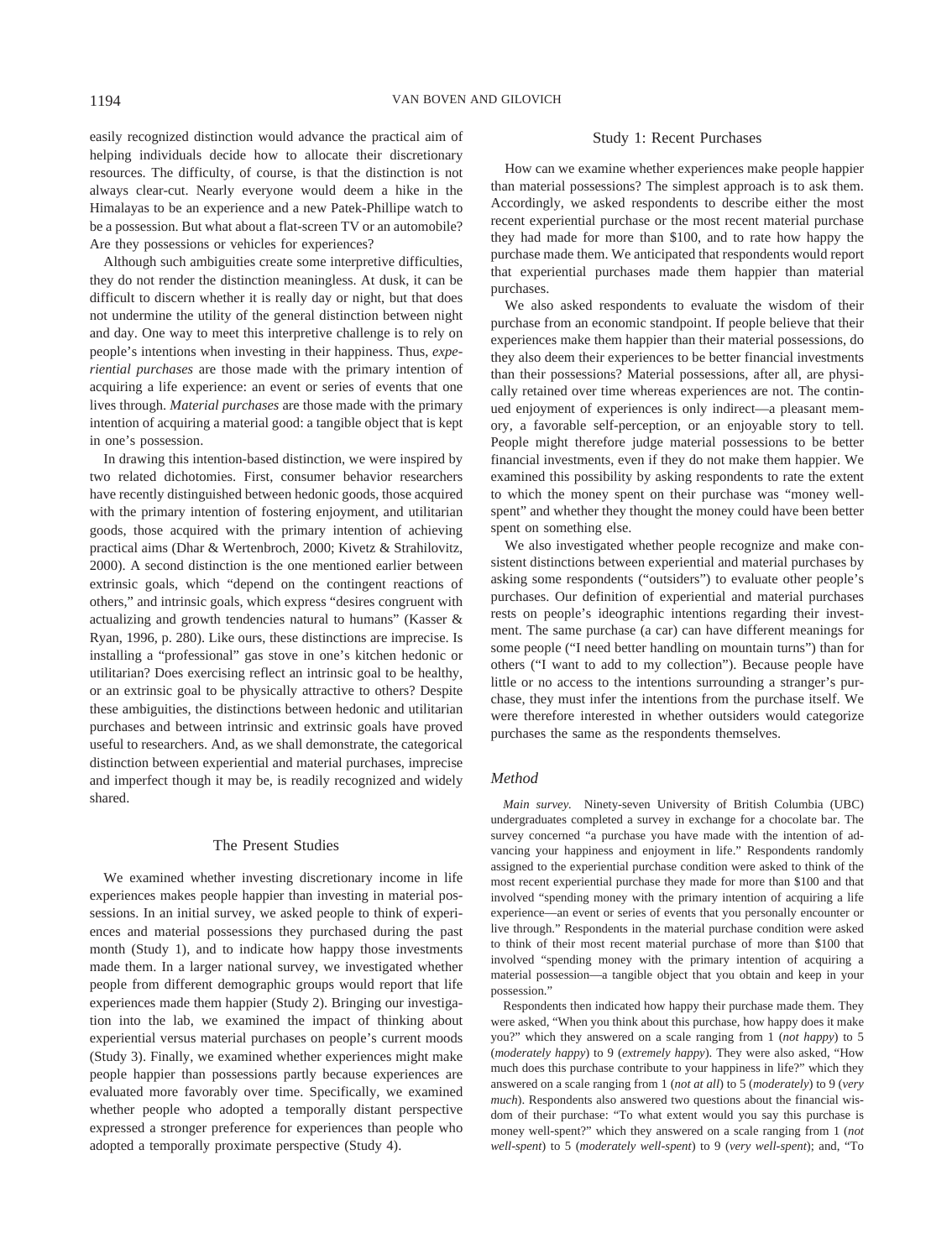easily recognized distinction would advance the practical aim of helping individuals decide how to allocate their discretionary resources. The difficulty, of course, is that the distinction is not always clear-cut. Nearly everyone would deem a hike in the Himalayas to be an experience and a new Patek-Phillipe watch to be a possession. But what about a flat-screen TV or an automobile? Are they possessions or vehicles for experiences?

Although such ambiguities create some interpretive difficulties, they do not render the distinction meaningless. At dusk, it can be difficult to discern whether it is really day or night, but that does not undermine the utility of the general distinction between night and day. One way to meet this interpretive challenge is to rely on people's intentions when investing in their happiness. Thus, *experiential purchases* are those made with the primary intention of acquiring a life experience: an event or series of events that one lives through. *Material purchases* are those made with the primary intention of acquiring a material good: a tangible object that is kept in one's possession.

In drawing this intention-based distinction, we were inspired by two related dichotomies. First, consumer behavior researchers have recently distinguished between hedonic goods, those acquired with the primary intention of fostering enjoyment, and utilitarian goods, those acquired with the primary intention of achieving practical aims (Dhar & Wertenbroch, 2000; Kivetz & Strahilovitz, 2000). A second distinction is the one mentioned earlier between extrinsic goals, which "depend on the contingent reactions of others," and intrinsic goals, which express "desires congruent with actualizing and growth tendencies natural to humans" (Kasser & Ryan, 1996, p. 280). Like ours, these distinctions are imprecise. Is installing a "professional" gas stove in one's kitchen hedonic or utilitarian? Does exercising reflect an intrinsic goal to be healthy, or an extrinsic goal to be physically attractive to others? Despite these ambiguities, the distinctions between hedonic and utilitarian purchases and between intrinsic and extrinsic goals have proved useful to researchers. And, as we shall demonstrate, the categorical distinction between experiential and material purchases, imprecise and imperfect though it may be, is readily recognized and widely shared.

## The Present Studies

We examined whether investing discretionary income in life experiences makes people happier than investing in material possessions. In an initial survey, we asked people to think of experiences and material possessions they purchased during the past month (Study 1), and to indicate how happy those investments made them. In a larger national survey, we investigated whether people from different demographic groups would report that life experiences made them happier (Study 2). Bringing our investigation into the lab, we examined the impact of thinking about experiential versus material purchases on people's current moods (Study 3). Finally, we examined whether experiences might make people happier than possessions partly because experiences are evaluated more favorably over time. Specifically, we examined whether people who adopted a temporally distant perspective expressed a stronger preference for experiences than people who adopted a temporally proximate perspective (Study 4).

## Study 1: Recent Purchases

How can we examine whether experiences make people happier than material possessions? The simplest approach is to ask them. Accordingly, we asked respondents to describe either the most recent experiential purchase or the most recent material purchase they had made for more than \$100, and to rate how happy the purchase made them. We anticipated that respondents would report that experiential purchases made them happier than material purchases.

We also asked respondents to evaluate the wisdom of their purchase from an economic standpoint. If people believe that their experiences make them happier than their material possessions, do they also deem their experiences to be better financial investments than their possessions? Material possessions, after all, are physically retained over time whereas experiences are not. The continued enjoyment of experiences is only indirect—a pleasant memory, a favorable self-perception, or an enjoyable story to tell. People might therefore judge material possessions to be better financial investments, even if they do not make them happier. We examined this possibility by asking respondents to rate the extent to which the money spent on their purchase was "money well-spent" and whether they thought the money could have been better spent on something else.

We also investigated whether people recognize and make consistent distinctions between experiential and material purchases by asking some respondents ("outsiders") to evaluate other people's purchases. Our definition of experiential and material purchases rests on people's ideographic intentions regarding their investment. The same purchase (a car) can have different meanings for some people ("I need better handling on mountain turns") than for others ("I want to add to my collection"). Because people have little or no access to the intentions surrounding a stranger's purchase, they must infer the intentions from the purchase itself. We were therefore interested in whether outsiders would categorize purchases the same as the respondents themselves.

### Method

*Main survey.* Ninety-seven University of British Columbia (UBC) undergraduates completed a survey in exchange for a chocolate bar. The survey concerned "a purchase you have made with the intention of advancing your happiness and enjoyment in life." Respondents randomly assigned to the experiential purchase condition were asked to think of the most recent experiential purchase they made for more than \$100 and that involved "spending money with the primary intention of acquiring a life experience—an event or series of events that you personally encounter or live through." Respondents in the material purchase condition were asked to think of their most recent material purchase of more than \$100 that involved "spending money with the primary intention of acquiring a material possession—a tangible object that you obtain and keep in your possession."

Respondents then indicated how happy their purchase made them. They were asked, "When you think about this purchase, how happy does it make you?" which they answered on a scale ranging from 1 (*not happy*) to 5 (*moderately happy*) to 9 (*extremely happy*). They were also asked, "How much does this purchase contribute to your happiness in life?" which they answered on a scale ranging from 1 (*not at all*) to 5 (*moderately*) to 9 (*very much*). Respondents also answered two questions about the financial wisdom of their purchase: "To what extent would you say this purchase is money well-spent?" which they answered on a scale ranging from 1 (*not well-spent*) to 5 (*moderately well-spent*) to 9 (*very well-spent*); and, "To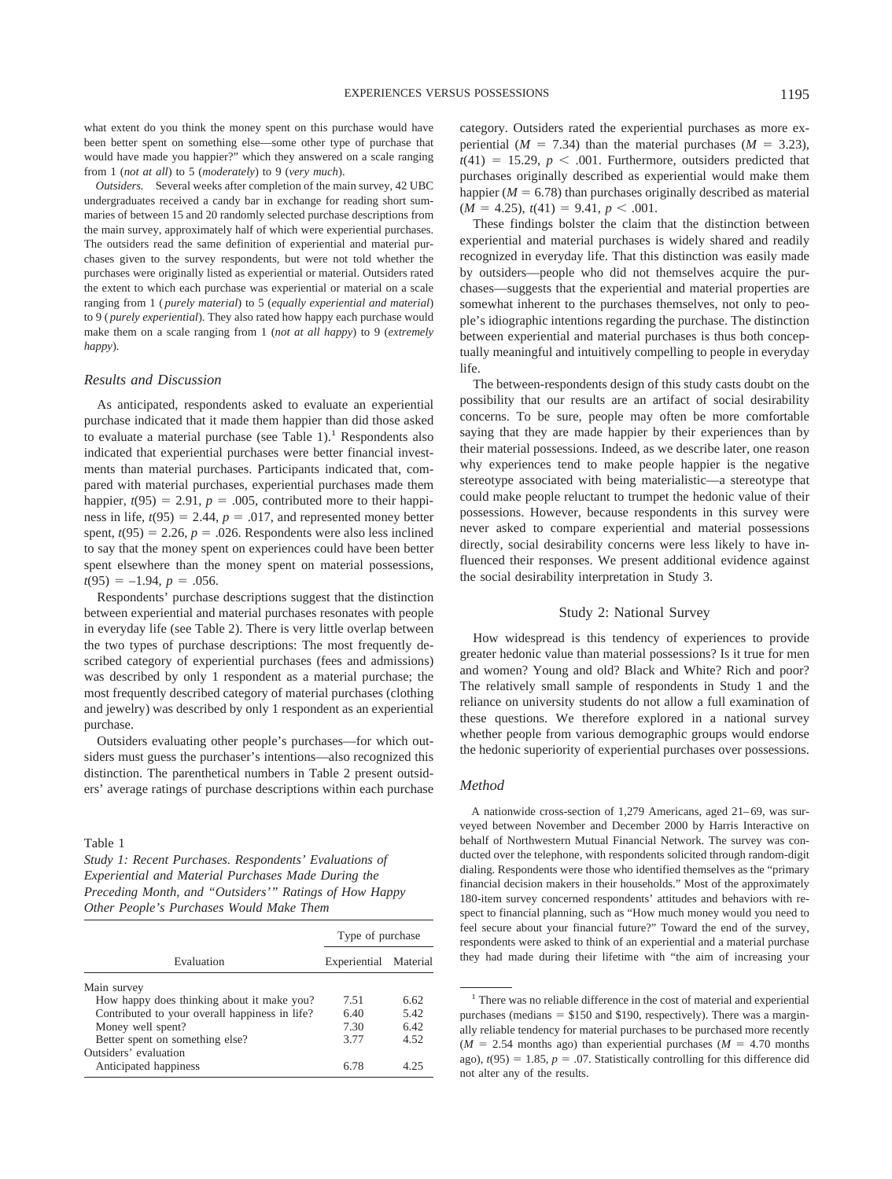what extent do you think the money spent on this purchase would have been better spent on something else—some other type of purchase that would have made you happier?" which they answered on a scale ranging from 1 (*not at all*) to 5 (*moderately*) to 9 (*very much*).

*Outsiders.* Several weeks after completion of the main survey, 42 UBC undergraduates received a candy bar in exchange for reading short summaries of between 15 and 20 randomly selected purchase descriptions from the main survey, approximately half of which were experiential purchases. The outsiders read the same definition of experiential and material purchases given to the survey respondents, but were not told whether the purchases were originally listed as experiential or material. Outsiders rated the extent to which each purchase was experiential or material on a scale ranging from 1 (*purely material*) to 5 (*equally experiential and material*) to 9 (*purely experiential*). They also rated how happy each purchase would make them on a scale ranging from 1 (*not at all happy*) to 9 (*extremely happy*).

### Results and Discussion

As anticipated, respondents asked to evaluate an experiential purchase indicated that it made them happier than did those asked to evaluate a material purchase (see Table 1).[1] Respondents also indicated that experiential purchases were better financial investments than material purchases. Participants indicated that, compared with material purchases, experiential purchases made them happier, $t(95) = 2.91$, $p = .005$, contributed more to their happiness in life, $t(95) = 2.44$, $p = .017$, and represented money better spent, $t(95) = 2.26$, $p = .026$. Respondents were also less inclined to say that the money spent on experiences could have been better spent elsewhere than the money spent on material possessions, $t(95) = -1.94$, $p = .056$.

Respondents' purchase descriptions suggest that the distinction between experiential and material purchases resonates with people in everyday life (see Table 2). There is very little overlap between the two types of purchase descriptions: The most frequently described category of experiential purchases (fees and admissions) was described by only 1 respondent as a material purchase; the most frequently described category of material purchases (clothing and jewelry) was described by only 1 respondent as an experiential purchase.

Outsiders evaluating other people's purchases—for which outsiders must guess the purchaser's intentions—also recognized this distinction. The parenthetical numbers in Table 2 present outsiders' average ratings of purchase descriptions within each purchase category. Outsiders rated the experiential purchases as more experiential ($M = 7.34$) than the material purchases ($M = 3.23$), $t(41) = 15.29$, $p < .001$. Furthermore, outsiders predicted that purchases originally described as experiential would make them happier ($M = 6.78$) than purchases originally described as material ($M = 4.25$), $t(41) = 9.41$, $p < .001$.

These findings bolster the claim that the distinction between experiential and material purchases is widely shared and readily recognized in everyday life. That this distinction was easily made by outsiders—people who did not themselves acquire the purchases—suggests that the experiential and material properties are somewhat inherent to the purchases themselves, not only to people's idiographic intentions regarding the purchase. The distinction between experiential and material purchases is thus both conceptually meaningful and intuitively compelling to people in everyday life.

The between-respondents design of this study casts doubt on the possibility that our results are an artifact of social desirability concerns. To be sure, people may often be more comfortable saying that they are made happier by their experiences than by their material possessions. Indeed, as we describe later, one reason why experiences tend to make people happier is the negative stereotype associated with being materialistic—a stereotype that could make people reluctant to trumpet the hedonic value of their possessions. However, because respondents in this survey were never asked to compare experiential and material possessions directly, social desirability concerns were less likely to have influenced their responses. We present additional evidence against the social desirability interpretation in Study 3.

Table 1
*Study 1: Recent Purchases. Respondents' Evaluations of Experiential and Material Purchases Made During the Preceding Month, and "Outsiders'" Ratings of How Happy Other People's Purchases Would Make Them*

| Evaluation | Type of purchase: Experiential | Material |
|---|---|---|
| Main survey | | |
| How happy does thinking about it make you? | 7.51 | 6.62 |
| Contributed to your overall happiness in life? | 6.40 | 5.42 |
| Money well spent? | 7.30 | 6.42 |
| Better spent on something else? | 3.77 | 4.52 |
| Outsiders' evaluation | | |
| Anticipated happiness | 6.78 | 4.25 |

## Study 2: National Survey

How widespread is this tendency of experiences to provide greater hedonic value than material possessions? Is it true for men and women? Young and old? Black and White? Rich and poor? The relatively small sample of respondents in Study 1 and the reliance on university students do not allow a full examination of these questions. We therefore explored in a national survey whether people from various demographic groups would endorse the hedonic superiority of experiential purchases over possessions.

### Method

A nationwide cross-section of 1,279 Americans, aged 21–69, was surveyed between November and December 2000 by Harris Interactive on behalf of Northwestern Mutual Financial Network. The survey was conducted over the telephone, with respondents solicited through random-digit dialing. Respondents were those who identified themselves as the "primary financial decision makers in their households." Most of the approximately 180-item survey concerned respondents' attitudes and behaviors with respect to financial planning, such as "How much money would you need to feel secure about your financial future?" Toward the end of the survey, respondents were asked to think of an experiential and a material purchase they had made during their lifetime with "the aim of increasing your

[1] There was no reliable difference in the cost of material and experiential purchases (medians = \$150 and \$190, respectively). There was a marginally reliable tendency for material purchases to be purchased more recently ($M = 2.54$ months ago) than experiential purchases ($M = 4.70$ months ago), $t(95) = 1.85$, $p = .07$. Statistically controlling for this difference did not alter any of the results.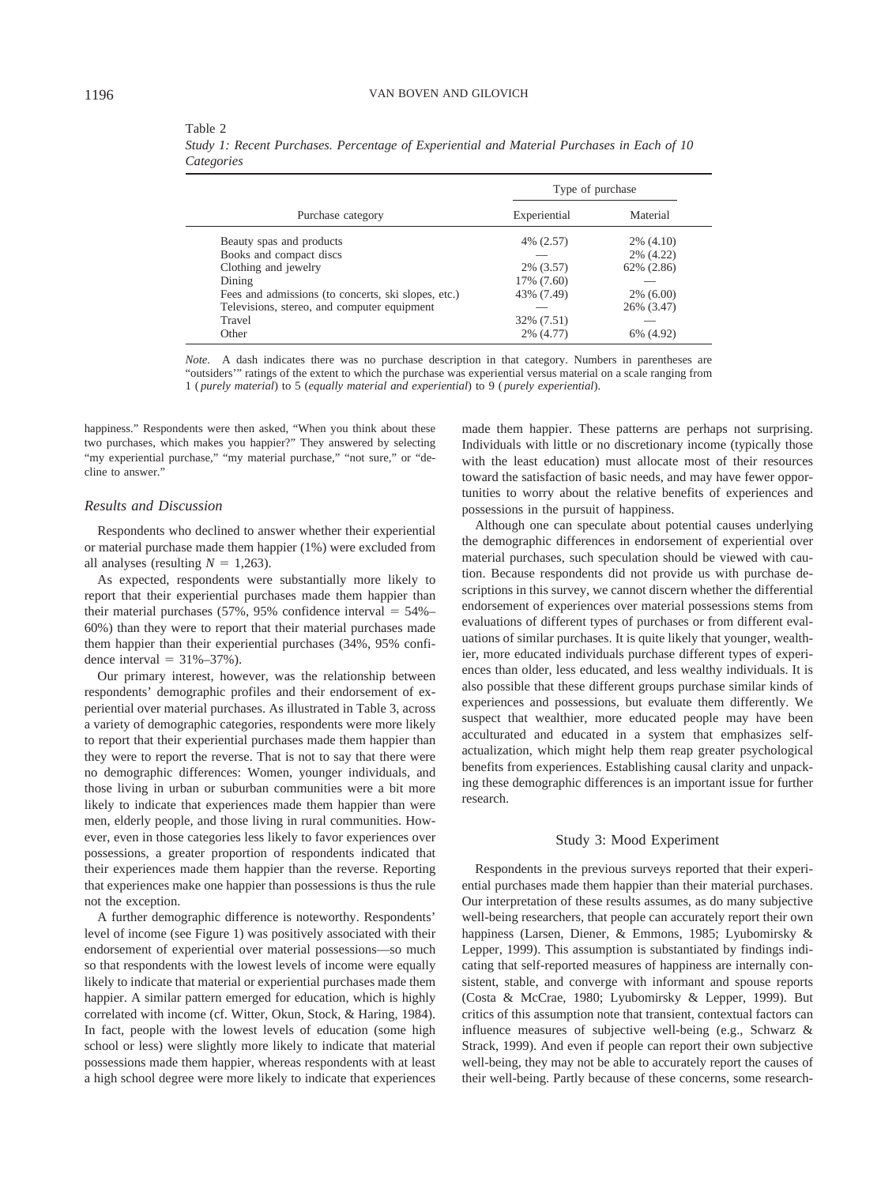Table 2

*Study 1: Recent Purchases. Percentage of Experiential and Material Purchases in Each of 10 Categories*

| Purchase category | Type of purchase | |
|---|---|---|
| | Experiential | Material |
| Beauty spas and products | 4% (2.57) | 2% (4.10) |
| Books and compact discs | — | 2% (4.22) |
| Clothing and jewelry | 2% (3.57) | 62% (2.86) |
| Dining | 17% (7.60) | — |
| Fees and admissions (to concerts, ski slopes, etc.) | 43% (7.49) | 2% (6.00) |
| Televisions, stereo, and computer equipment | — | 26% (3.47) |
| Travel | 32% (7.51) | — |
| Other | 2% (4.77) | 6% (4.92) |

*Note.* A dash indicates there was no purchase description in that category. Numbers in parentheses are "outsiders'" ratings of the extent to which the purchase was experiential versus material on a scale ranging from 1 (*purely material*) to 5 (*equally material and experiential*) to 9 (*purely experiential*).

happiness." Respondents were then asked, "When you think about these two purchases, which makes you happier?" They answered by selecting "my experiential purchase," "my material purchase," "not sure," or "decline to answer."

### Results and Discussion

Respondents who declined to answer whether their experiential or material purchase made them happier (1%) were excluded from all analyses (resulting $N = 1{,}263$).

As expected, respondents were substantially more likely to report that their experiential purchases made them happier than their material purchases (57%, 95% confidence interval = 54%–60%) than they were to report that their material purchases made them happier than their experiential purchases (34%, 95% confidence interval = 31%–37%).

Our primary interest, however, was the relationship between respondents' demographic profiles and their endorsement of experiential over material purchases. As illustrated in Table 3, across a variety of demographic categories, respondents were more likely to report that their experiential purchases made them happier than they were to report the reverse. That is not to say that there were no demographic differences: Women, younger individuals, and those living in urban or suburban communities were a bit more likely to indicate that experiences made them happier than were men, elderly people, and those living in rural communities. However, even in those categories less likely to favor experiences over possessions, a greater proportion of respondents indicated that their experiences made them happier than the reverse. Reporting that experiences make one happier than possessions is thus the rule not the exception.

A further demographic difference is noteworthy. Respondents' level of income (see Figure 1) was positively associated with their endorsement of experiential over material possessions—so much so that respondents with the lowest levels of income were equally likely to indicate that material or experiential purchases made them happier. A similar pattern emerged for education, which is highly correlated with income (cf. Witter, Okun, Stock, & Haring, 1984). In fact, people with the lowest levels of education (some high school or less) were slightly more likely to indicate that material possessions made them happier, whereas respondents with at least a high school degree were more likely to indicate that experiences made them happier. These patterns are perhaps not surprising. Individuals with little or no discretionary income (typically those with the least education) must allocate most of their resources toward the satisfaction of basic needs, and may have fewer opportunities to worry about the relative benefits of experiences and possessions in the pursuit of happiness.

Although one can speculate about potential causes underlying the demographic differences in endorsement of experiential over material purchases, such speculation should be viewed with caution. Because respondents did not provide us with purchase descriptions in this survey, we cannot discern whether the differential endorsement of experiences over material possessions stems from evaluations of different types of purchases or from different evaluations of similar purchases. It is quite likely that younger, wealthier, more educated individuals purchase different types of experiences than older, less educated, and less wealthy individuals. It is also possible that these different groups purchase similar kinds of experiences and possessions, but evaluate them differently. We suspect that wealthier, more educated people may have been acculturated and educated in a system that emphasizes self-actualization, which might help them reap greater psychological benefits from experiences. Establishing causal clarity and unpacking these demographic differences is an important issue for further research.

## Study 3: Mood Experiment

Respondents in the previous surveys reported that their experiential purchases made them happier than their material purchases. Our interpretation of these results assumes, as do many subjective well-being researchers, that people can accurately report their own happiness (Larsen, Diener, & Emmons, 1985; Lyubomirsky & Lepper, 1999). This assumption is substantiated by findings indicating that self-reported measures of happiness are internally consistent, stable, and converge with informant and spouse reports (Costa & McCrae, 1980; Lyubomirsky & Lepper, 1999). But critics of this assumption note that transient, contextual factors can influence measures of subjective well-being (e.g., Schwarz & Strack, 1999). And even if people can report their own subjective well-being, they may not be able to accurately report the causes of their well-being. Partly because of these concerns, some research-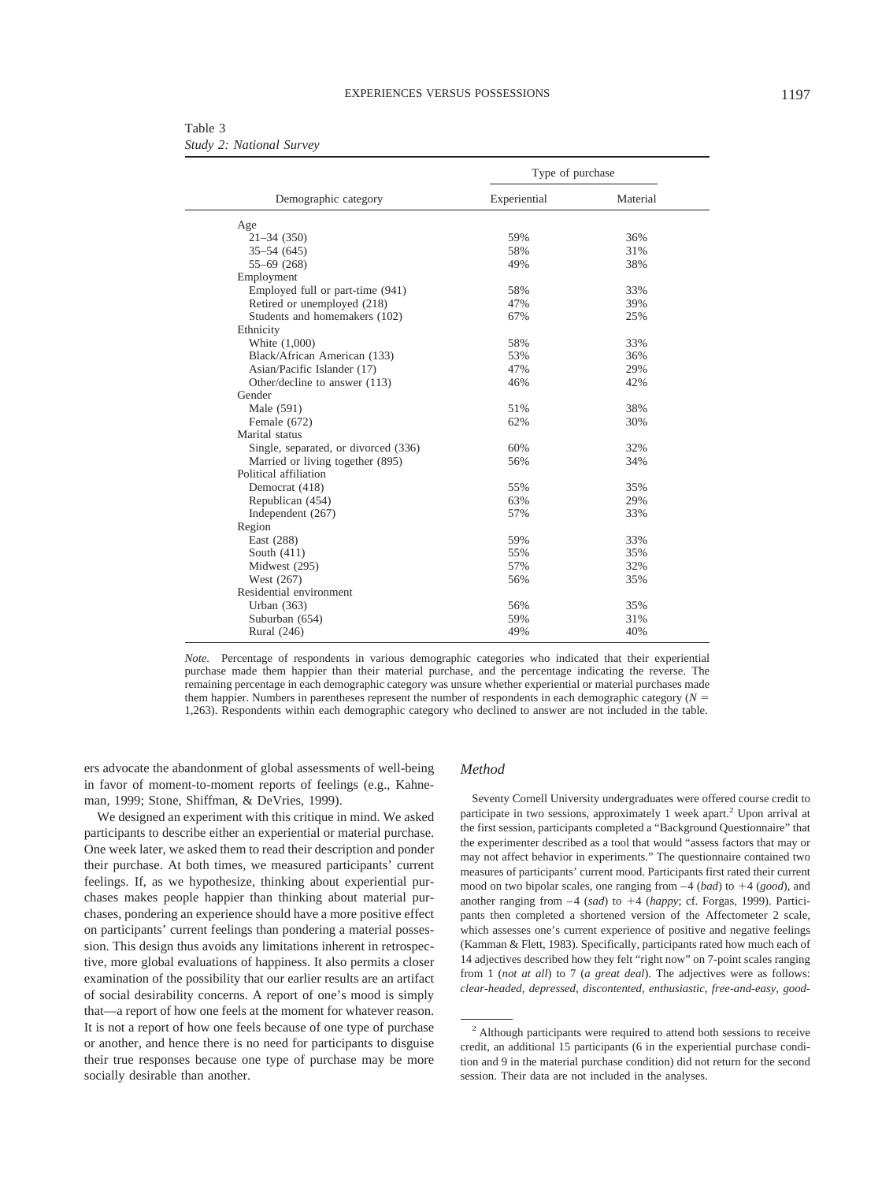Table 3
*Study 2: National Survey*

| Demographic category | Type of purchase | |
|---|---|---|
| | Experiential | Material |
| Age | | |
| 21–34 (350) | 59% | 36% |
| 35–54 (645) | 58% | 31% |
| 55–69 (268) | 49% | 38% |
| Employment | | |
| Employed full or part-time (941) | 58% | 33% |
| Retired or unemployed (218) | 47% | 39% |
| Students and homemakers (102) | 67% | 25% |
| Ethnicity | | |
| White (1,000) | 58% | 33% |
| Black/African American (133) | 53% | 36% |
| Asian/Pacific Islander (17) | 47% | 29% |
| Other/decline to answer (113) | 46% | 42% |
| Gender | | |
| Male (591) | 51% | 38% |
| Female (672) | 62% | 30% |
| Marital status | | |
| Single, separated, or divorced (336) | 60% | 32% |
| Married or living together (895) | 56% | 34% |
| Political affiliation | | |
| Democrat (418) | 55% | 35% |
| Republican (454) | 63% | 29% |
| Independent (267) | 57% | 33% |
| Region | | |
| East (288) | 59% | 33% |
| South (411) | 55% | 35% |
| Midwest (295) | 57% | 32% |
| West (267) | 56% | 35% |
| Residential environment | | |
| Urban (363) | 56% | 35% |
| Suburban (654) | 59% | 31% |
| Rural (246) | 49% | 40% |

*Note.* Percentage of respondents in various demographic categories who indicated that their experiential purchase made them happier than their material purchase, and the percentage indicating the reverse. The remaining percentage in each demographic category was unsure whether experiential or material purchases made them happier. Numbers in parentheses represent the number of respondents in each demographic category ($N$ = 1,263). Respondents within each demographic category who declined to answer are not included in the table.

ers advocate the abandonment of global assessments of well-being in favor of moment-to-moment reports of feelings (e.g., Kahneman, 1999; Stone, Shiffman, & DeVries, 1999).

We designed an experiment with this critique in mind. We asked participants to describe either an experiential or material purchase. One week later, we asked them to read their description and ponder their purchase. At both times, we measured participants' current feelings. If, as we hypothesize, thinking about experiential purchases makes people happier than thinking about material purchases, pondering an experience should have a more positive effect on participants' current feelings than pondering a material possession. This design thus avoids any limitations inherent in retrospective, more global evaluations of happiness. It also permits a closer examination of the possibility that our earlier results are an artifact of social desirability concerns. A report of one's mood is simply that—a report of how one feels at the moment for whatever reason. It is not a report of how one feels because of one type of purchase or another, and hence there is no need for participants to disguise their true responses because one type of purchase may be more socially desirable than another.

### Method

Seventy Cornell University undergraduates were offered course credit to participate in two sessions, approximately 1 week apart.[2] Upon arrival at the first session, participants completed a "Background Questionnaire" that the experimenter described as a tool that would "assess factors that may or may not affect behavior in experiments." The questionnaire contained two measures of participants' current mood. Participants first rated their current mood on two bipolar scales, one ranging from −4 (*bad*) to +4 (*good*), and another ranging from −4 (*sad*) to +4 (*happy*; cf. Forgas, 1999). Participants then completed a shortened version of the Affectometer 2 scale, which assesses one's current experience of positive and negative feelings (Kamman & Flett, 1983). Specifically, participants rated how much each of 14 adjectives described how they felt "right now" on 7-point scales ranging from 1 (*not at all*) to 7 (*a great deal*). The adjectives were as follows: *clear-headed*, *depressed*, *discontented*, *enthusiastic*, *free-and-easy*, *good-*

[2] Although participants were required to attend both sessions to receive credit, an additional 15 participants (6 in the experiential purchase condition and 9 in the material purchase condition) did not return for the second session. Their data are not included in the analyses.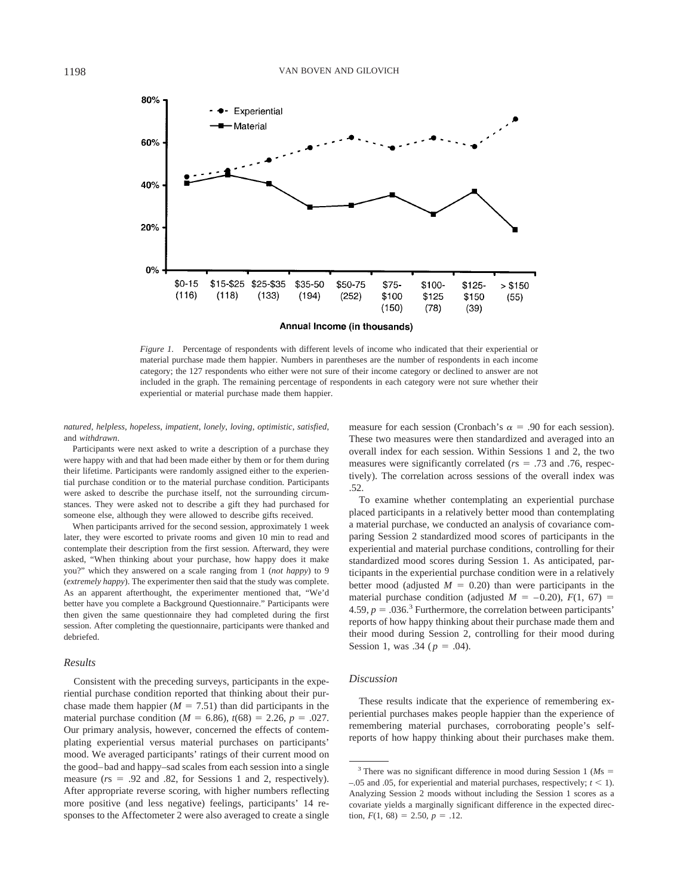*Figure 1.* Percentage of respondents with different levels of income who indicated that their experiential or material purchase made them happier. Numbers in parentheses are the number of respondents in each income category; the 127 respondents who either were not sure of their income category or declined to answer are not included in the graph. The remaining percentage of respondents in each category were not sure whether their experiential or material purchase made them happier.

*natured, helpless, hopeless, impatient, lonely, loving, optimistic, satisfied,* and *withdrawn*.

Participants were next asked to write a description of a purchase they were happy with and that had been made either by them or for them during their lifetime. Participants were randomly assigned either to the experiential purchase condition or to the material purchase condition. Participants were asked to describe the purchase itself, not the surrounding circumstances. They were asked not to describe a gift they had purchased for someone else, although they were allowed to describe gifts received.

When participants arrived for the second session, approximately 1 week later, they were escorted to private rooms and given 10 min to read and contemplate their description from the first session. Afterward, they were asked, "When thinking about your purchase, how happy does it make you?" which they answered on a scale ranging from 1 (*not happy*) to 9 (*extremely happy*). The experimenter then said that the study was complete. As an apparent afterthought, the experimenter mentioned that, "We'd better have you complete a Background Questionnaire." Participants were then given the same questionnaire they had completed during the first session. After completing the questionnaire, participants were thanked and debriefed.

### *Results*

Consistent with the preceding surveys, participants in the experiential purchase condition reported that thinking about their purchase made them happier ($M = 7.51$) than did participants in the material purchase condition ($M = 6.86$), $t(68) = 2.26$, $p = .027$. Our primary analysis, however, concerned the effects of contemplating experiential versus material purchases on participants' mood. We averaged participants' ratings of their current mood on the good–bad and happy–sad scales from each session into a single measure ($r$s = .92 and .82, for Sessions 1 and 2, respectively). After appropriate reverse scoring, with higher numbers reflecting more positive (and less negative) feelings, participants' 14 responses to the Affectometer 2 were also averaged to create a single measure for each session (Cronbach's $\alpha = .90$ for each session). These two measures were then standardized and averaged into an overall index for each session. Within Sessions 1 and 2, the two measures were significantly correlated ($r$s = .73 and .76, respectively). The correlation across sessions of the overall index was .52.

To examine whether contemplating an experiential purchase placed participants in a relatively better mood than contemplating a material purchase, we conducted an analysis of covariance comparing Session 2 standardized mood scores of participants in the experiential and material purchase conditions, controlling for their standardized mood scores during Session 1. As anticipated, participants in the experiential purchase condition were in a relatively better mood (adjusted $M = 0.20$) than were participants in the material purchase condition (adjusted $M = -0.20$), $F(1, 67) = 4.59$, $p = .036$.[3] Furthermore, the correlation between participants' reports of how happy thinking about their purchase made them and their mood during Session 2, controlling for their mood during Session 1, was .34 ($p = .04$).

### *Discussion*

These results indicate that the experience of remembering experiential purchases makes people happier than the experience of remembering material purchases, corroborating people's self-reports of how happy thinking about their purchases make them.

[3] There was no significant difference in mood during Session 1 ($M$s = –.05 and .05, for experiential and material purchases, respectively; $t < 1$). Analyzing Session 2 moods without including the Session 1 scores as a covariate yields a marginally significant difference in the expected direction, $F(1, 68) = 2.50$, $p = .12$.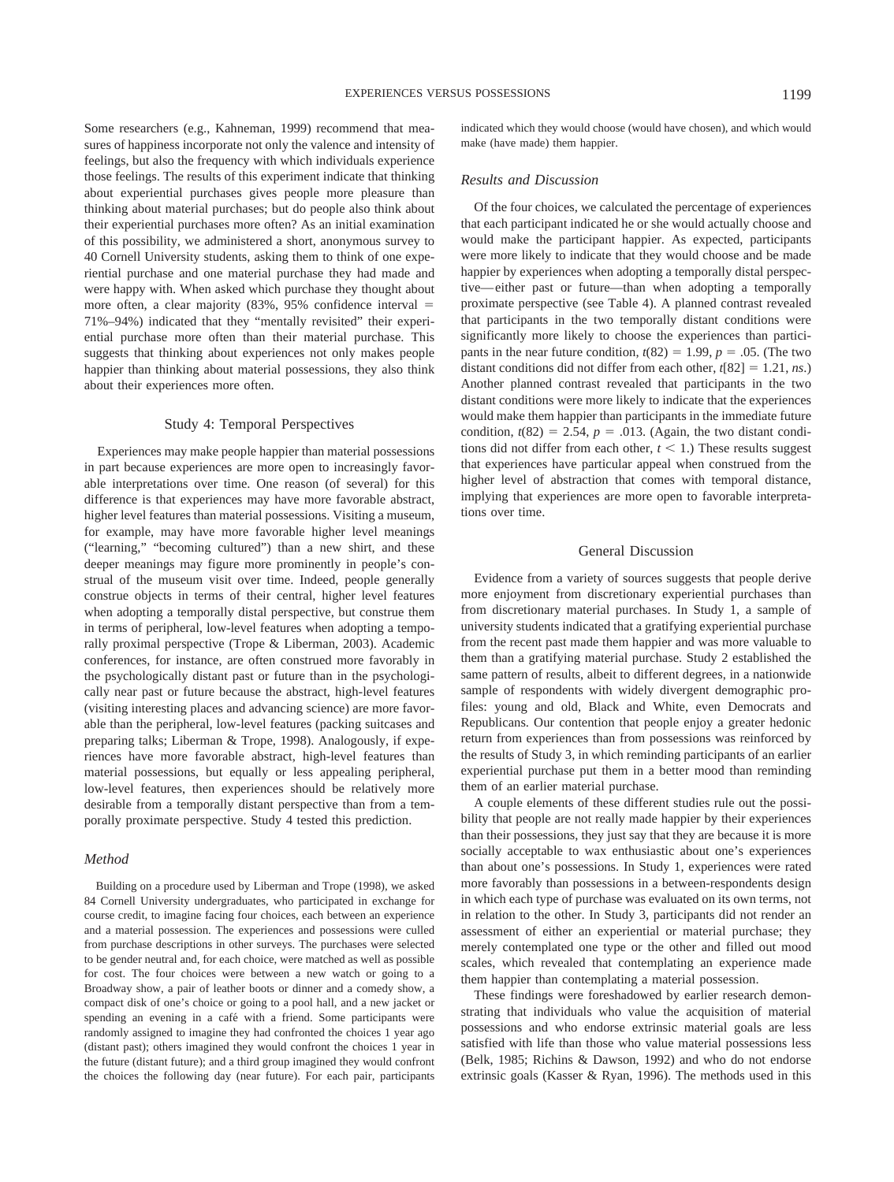Some researchers (e.g., Kahneman, 1999) recommend that measures of happiness incorporate not only the valence and intensity of feelings, but also the frequency with which individuals experience those feelings. The results of this experiment indicate that thinking about experiential purchases gives people more pleasure than thinking about material purchases; but do people also think about their experiential purchases more often? As an initial examination of this possibility, we administered a short, anonymous survey to 40 Cornell University students, asking them to think of one experiential purchase and one material purchase they had made and were happy with. When asked which purchase they thought about more often, a clear majority (83%, 95% confidence interval = 71%–94%) indicated that they "mentally revisited" their experiential purchase more often than their material purchase. This suggests that thinking about experiences not only makes people happier than thinking about material possessions, they also think about their experiences more often.

## Study 4: Temporal Perspectives

Experiences may make people happier than material possessions in part because experiences are more open to increasingly favorable interpretations over time. One reason (of several) for this difference is that experiences may have more favorable abstract, higher level features than material possessions. Visiting a museum, for example, may have more favorable higher level meanings ("learning," "becoming cultured") than a new shirt, and these deeper meanings may figure more prominently in people's construal of the museum visit over time. Indeed, people generally construe objects in terms of their central, higher level features when adopting a temporally distal perspective, but construe them in terms of peripheral, low-level features when adopting a temporally proximal perspective (Trope & Liberman, 2003). Academic conferences, for instance, are often construed more favorably in the psychologically distant past or future than in the psychologically near past or future because the abstract, high-level features (visiting interesting places and advancing science) are more favorable than the peripheral, low-level features (packing suitcases and preparing talks; Liberman & Trope, 1998). Analogously, if experiences have more favorable abstract, high-level features than material possessions, but equally or less appealing peripheral, low-level features, then experiences should be relatively more desirable from a temporally distant perspective than from a temporally proximate perspective. Study 4 tested this prediction.

### *Method*

Building on a procedure used by Liberman and Trope (1998), we asked 84 Cornell University undergraduates, who participated in exchange for course credit, to imagine facing four choices, each between an experience and a material possession. The experiences and possessions were culled from purchase descriptions in other surveys. The purchases were selected to be gender neutral and, for each choice, were matched as well as possible for cost. The four choices were between a new watch or going to a Broadway show, a pair of leather boots or dinner and a comedy show, a compact disk of one's choice or going to a pool hall, and a new jacket or spending an evening in a café with a friend. Some participants were randomly assigned to imagine they had confronted the choices 1 year ago (distant past); others imagined they would confront the choices 1 year in the future (distant future); and a third group imagined they would confront the choices the following day (near future). For each pair, participants indicated which they would choose (would have chosen), and which would make (have made) them happier.

### *Results and Discussion*

Of the four choices, we calculated the percentage of experiences that each participant indicated he or she would actually choose and would make the participant happier. As expected, participants were more likely to indicate that they would choose and be made happier by experiences when adopting a temporally distal perspective—either past or future—than when adopting a temporally proximate perspective (see Table 4). A planned contrast revealed that participants in the two temporally distant conditions were significantly more likely to choose the experiences than participants in the near future condition, $t(82) = 1.99$, $p = .05$. (The two distant conditions did not differ from each other, $t[82] = 1.21$, *ns*.) Another planned contrast revealed that participants in the two distant conditions were more likely to indicate that the experiences would make them happier than participants in the immediate future condition, $t(82) = 2.54$, $p = .013$. (Again, the two distant conditions did not differ from each other, $t < 1$.) These results suggest that experiences have particular appeal when construed from the higher level of abstraction that comes with temporal distance, implying that experiences are more open to favorable interpretations over time.

## General Discussion

Evidence from a variety of sources suggests that people derive more enjoyment from discretionary experiential purchases than from discretionary material purchases. In Study 1, a sample of university students indicated that a gratifying experiential purchase from the recent past made them happier and was more valuable to them than a gratifying material purchase. Study 2 established the same pattern of results, albeit to different degrees, in a nationwide sample of respondents with widely divergent demographic profiles: young and old, Black and White, even Democrats and Republicans. Our contention that people enjoy a greater hedonic return from experiences than from possessions was reinforced by the results of Study 3, in which reminding participants of an earlier experiential purchase put them in a better mood than reminding them of an earlier material purchase.

A couple elements of these different studies rule out the possibility that people are not really made happier by their experiences than their possessions, they just say that they are because it is more socially acceptable to wax enthusiastic about one's experiences than about one's possessions. In Study 1, experiences were rated more favorably than possessions in a between-respondents design in which each type of purchase was evaluated on its own terms, not in relation to the other. In Study 3, participants did not render an assessment of either an experiential or material purchase; they merely contemplated one type or the other and filled out mood scales, which revealed that contemplating an experience made them happier than contemplating a material possession.

These findings were foreshadowed by earlier research demonstrating that individuals who value the acquisition of material possessions and who endorse extrinsic material goals are less satisfied with life than those who value material possessions less (Belk, 1985; Richins & Dawson, 1992) and who do not endorse extrinsic goals (Kasser & Ryan, 1996). The methods used in this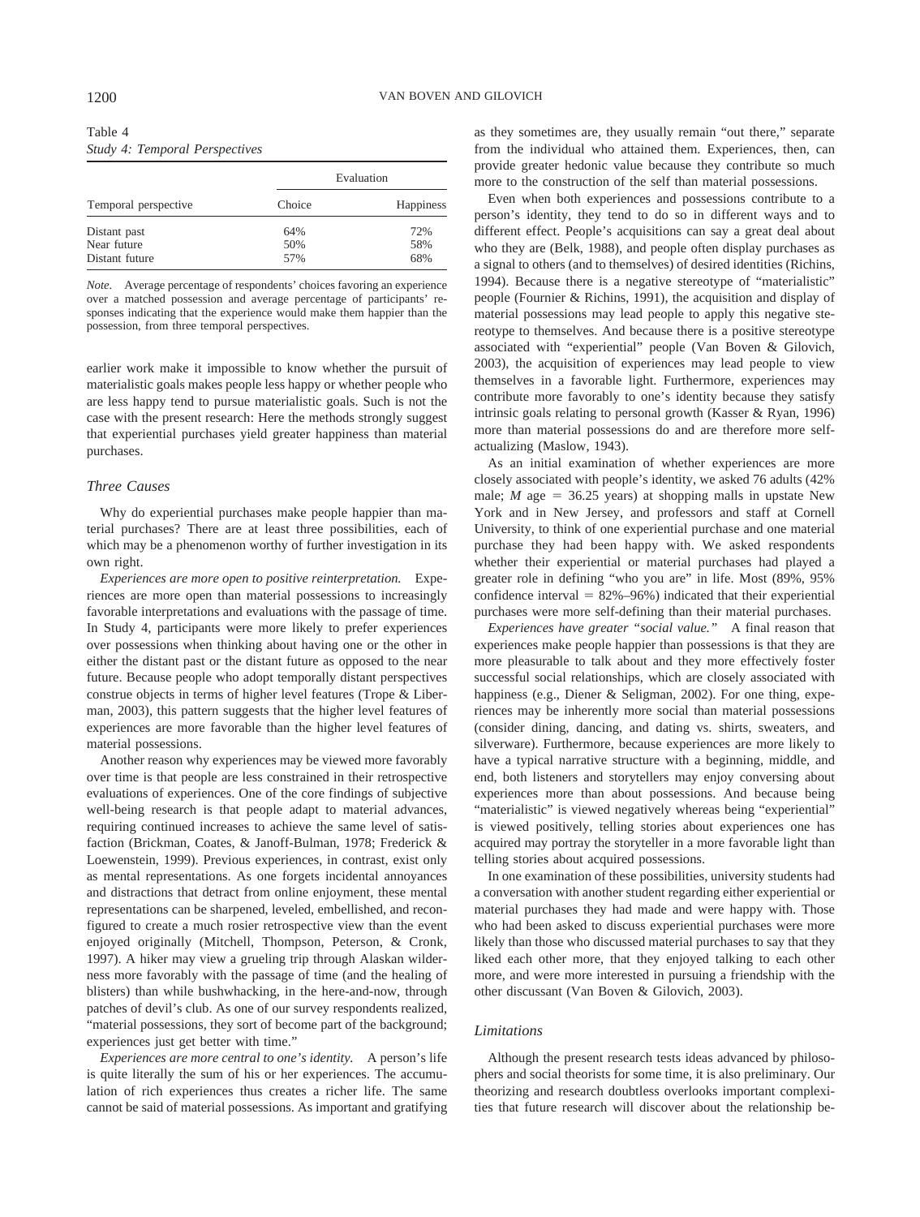Table 4
*Study 4: Temporal Perspectives*

| Temporal perspective | Evaluation | |
|---|---|---|
| | Choice | Happiness |
| Distant past | 64% | 72% |
| Near future | 50% | 58% |
| Distant future | 57% | 68% |

*Note.* Average percentage of respondents' choices favoring an experience over a matched possession and average percentage of participants' responses indicating that the experience would make them happier than the possession, from three temporal perspectives.

earlier work make it impossible to know whether the pursuit of materialistic goals makes people less happy or whether people who are less happy tend to pursue materialistic goals. Such is not the case with the present research: Here the methods strongly suggest that experiential purchases yield greater happiness than material purchases.

### *Three Causes*

Why do experiential purchases make people happier than material purchases? There are at least three possibilities, each of which may be a phenomenon worthy of further investigation in its own right.

*Experiences are more open to positive reinterpretation.* Experiences are more open than material possessions to increasingly favorable interpretations and evaluations with the passage of time. In Study 4, participants were more likely to prefer experiences over possessions when thinking about having one or the other in either the distant past or the distant future as opposed to the near future. Because people who adopt temporally distant perspectives construe objects in terms of higher level features (Trope & Liberman, 2003), this pattern suggests that the higher level features of experiences are more favorable than the higher level features of material possessions.

Another reason why experiences may be viewed more favorably over time is that people are less constrained in their retrospective evaluations of experiences. One of the core findings of subjective well-being research is that people adapt to material advances, requiring continued increases to achieve the same level of satisfaction (Brickman, Coates, & Janoff-Bulman, 1978; Frederick & Loewenstein, 1999). Previous experiences, in contrast, exist only as mental representations. As one forgets incidental annoyances and distractions that detract from online enjoyment, these mental representations can be sharpened, leveled, embellished, and reconfigured to create a much rosier retrospective view than the event enjoyed originally (Mitchell, Thompson, Peterson, & Cronk, 1997). A hiker may view a grueling trip through Alaskan wilderness more favorably with the passage of time (and the healing of blisters) than while bushwhacking, in the here-and-now, through patches of devil's club. As one of our survey respondents realized, "material possessions, they sort of become part of the background; experiences just get better with time."

*Experiences are more central to one's identity.* A person's life is quite literally the sum of his or her experiences. The accumulation of rich experiences thus creates a richer life. The same cannot be said of material possessions. As important and gratifying as they sometimes are, they usually remain "out there," separate from the individual who attained them. Experiences, then, can provide greater hedonic value because they contribute so much more to the construction of the self than material possessions.

Even when both experiences and possessions contribute to a person's identity, they tend to do so in different ways and to different effect. People's acquisitions can say a great deal about who they are (Belk, 1988), and people often display purchases as a signal to others (and to themselves) of desired identities (Richins, 1994). Because there is a negative stereotype of "materialistic" people (Fournier & Richins, 1991), the acquisition and display of material possessions may lead people to apply this negative stereotype to themselves. And because there is a positive stereotype associated with "experiential" people (Van Boven & Gilovich, 2003), the acquisition of experiences may lead people to view themselves in a favorable light. Furthermore, experiences may contribute more favorably to one's identity because they satisfy intrinsic goals relating to personal growth (Kasser & Ryan, 1996) more than material possessions do and are therefore more self-actualizing (Maslow, 1943).

As an initial examination of whether experiences are more closely associated with people's identity, we asked 76 adults (42% male; $M$ age = 36.25 years) at shopping malls in upstate New York and in New Jersey, and professors and staff at Cornell University, to think of one experiential purchase and one material purchase they had been happy with. We asked respondents whether their experiential or material purchases had played a greater role in defining "who you are" in life. Most (89%, 95% confidence interval = 82%–96%) indicated that their experiential purchases were more self-defining than their material purchases.

*Experiences have greater "social value."* A final reason that experiences make people happier than possessions is that they are more pleasurable to talk about and they more effectively foster successful social relationships, which are closely associated with happiness (e.g., Diener & Seligman, 2002). For one thing, experiences may be inherently more social than material possessions (consider dining, dancing, and dating vs. shirts, sweaters, and silverware). Furthermore, because experiences are more likely to have a typical narrative structure with a beginning, middle, and end, both listeners and storytellers may enjoy conversing about experiences more than about possessions. And because being "materialistic" is viewed negatively whereas being "experiential" is viewed positively, telling stories about experiences one has acquired may portray the storyteller in a more favorable light than telling stories about acquired possessions.

In one examination of these possibilities, university students had a conversation with another student regarding either experiential or material purchases they had made and were happy with. Those who had been asked to discuss experiential purchases were more likely than those who discussed material purchases to say that they liked each other more, that they enjoyed talking to each other more, and were more interested in pursuing a friendship with the other discussant (Van Boven & Gilovich, 2003).

### *Limitations*

Although the present research tests ideas advanced by philosophers and social theorists for some time, it is also preliminary. Our theorizing and research doubtless overlooks important complexities that future research will discover about the relationship be-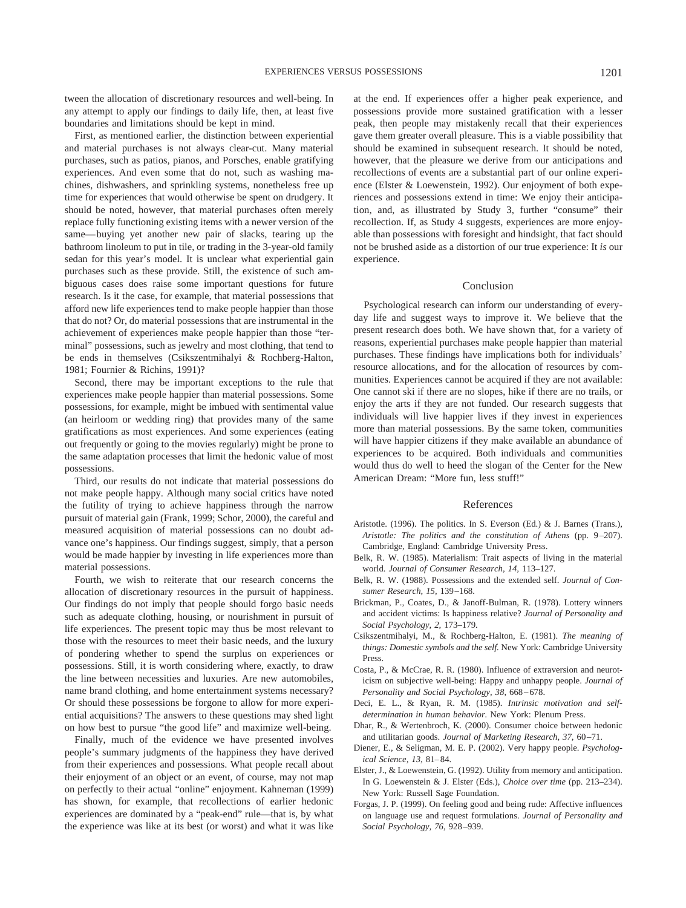tween the allocation of discretionary resources and well-being. In any attempt to apply our findings to daily life, then, at least five boundaries and limitations should be kept in mind.

First, as mentioned earlier, the distinction between experiential and material purchases is not always clear-cut. Many material purchases, such as patios, pianos, and Porsches, enable gratifying experiences. And even some that do not, such as washing machines, dishwashers, and sprinkling systems, nonetheless free up time for experiences that would otherwise be spent on drudgery. It should be noted, however, that material purchases often merely replace fully functioning existing items with a newer version of the same—buying yet another new pair of slacks, tearing up the bathroom linoleum to put in tile, or trading in the 3-year-old family sedan for this year's model. It is unclear what experiential gain purchases such as these provide. Still, the existence of such ambiguous cases does raise some important questions for future research. Is it the case, for example, that material possessions that afford new life experiences tend to make people happier than those that do not? Or, do material possessions that are instrumental in the achievement of experiences make people happier than those "terminal" possessions, such as jewelry and most clothing, that tend to be ends in themselves (Csikszentmihalyi & Rochberg-Halton, 1981; Fournier & Richins, 1991)?

Second, there may be important exceptions to the rule that experiences make people happier than material possessions. Some possessions, for example, might be imbued with sentimental value (an heirloom or wedding ring) that provides many of the same gratifications as most experiences. And some experiences (eating out frequently or going to the movies regularly) might be prone to the same adaptation processes that limit the hedonic value of most possessions.

Third, our results do not indicate that material possessions do not make people happy. Although many social critics have noted the futility of trying to achieve happiness through the narrow pursuit of material gain (Frank, 1999; Schor, 2000), the careful and measured acquisition of material possessions can no doubt advance one's happiness. Our findings suggest, simply, that a person would be made happier by investing in life experiences more than material possessions.

Fourth, we wish to reiterate that our research concerns the allocation of discretionary resources in the pursuit of happiness. Our findings do not imply that people should forgo basic needs such as adequate clothing, housing, or nourishment in pursuit of life experiences. The present topic may thus be most relevant to those with the resources to meet their basic needs, and the luxury of pondering whether to spend the surplus on experiences or possessions. Still, it is worth considering where, exactly, to draw the line between necessities and luxuries. Are new automobiles, name brand clothing, and home entertainment systems necessary? Or should these possessions be forgone to allow for more experiential acquisitions? The answers to these questions may shed light on how best to pursue "the good life" and maximize well-being.

Finally, much of the evidence we have presented involves people's summary judgments of the happiness they have derived from their experiences and possessions. What people recall about their enjoyment of an object or an event, of course, may not map on perfectly to their actual "online" enjoyment. Kahneman (1999) has shown, for example, that recollections of earlier hedonic experiences are dominated by a "peak-end" rule—that is, by what the experience was like at its best (or worst) and what it was like at the end. If experiences offer a higher peak experience, and possessions provide more sustained gratification with a lesser peak, then people may mistakenly recall that their experiences gave them greater overall pleasure. This is a viable possibility that should be examined in subsequent research. It should be noted, however, that the pleasure we derive from our anticipations and recollections of events are a substantial part of our online experience (Elster & Loewenstein, 1992). Our enjoyment of both experiences and possessions extend in time: We enjoy their anticipation, and, as illustrated by Study 3, further "consume" their recollection. If, as Study 4 suggests, experiences are more enjoyable than possessions with foresight and hindsight, that fact should not be brushed aside as a distortion of our true experience: It *is* our experience.

## Conclusion

Psychological research can inform our understanding of everyday life and suggest ways to improve it. We believe that the present research does both. We have shown that, for a variety of reasons, experiential purchases make people happier than material purchases. These findings have implications both for individuals' resource allocations, and for the allocation of resources by communities. Experiences cannot be acquired if they are not available: One cannot ski if there are no slopes, hike if there are no trails, or enjoy the arts if they are not funded. Our research suggests that individuals will live happier lives if they invest in experiences more than material possessions. By the same token, communities will have happier citizens if they make available an abundance of experiences to be acquired. Both individuals and communities would thus do well to heed the slogan of the Center for the New American Dream: "More fun, less stuff!"

## References

Aristotle. (1996). The politics. In S. Everson (Ed.) & J. Barnes (Trans.), *Aristotle: The politics and the constitution of Athens* (pp. 9–207). Cambridge, England: Cambridge University Press.

Belk, R. W. (1985). Materialism: Trait aspects of living in the material world. *Journal of Consumer Research, 14,* 113–127.

Belk, R. W. (1988). Possessions and the extended self. *Journal of Consumer Research, 15,* 139–168.

Brickman, P., Coates, D., & Janoff-Bulman, R. (1978). Lottery winners and accident victims: Is happiness relative? *Journal of Personality and Social Psychology, 2,* 173–179.

Csikszentmihalyi, M., & Rochberg-Halton, E. (1981). *The meaning of things: Domestic symbols and the self.* New York: Cambridge University Press.

Costa, P., & McCrae, R. R. (1980). Influence of extraversion and neuroticism on subjective well-being: Happy and unhappy people. *Journal of Personality and Social Psychology, 38,* 668–678.

Deci, E. L., & Ryan, R. M. (1985). *Intrinsic motivation and self-determination in human behavior.* New York: Plenum Press.

Dhar, R., & Wertenbroch, K. (2000). Consumer choice between hedonic and utilitarian goods. *Journal of Marketing Research, 37,* 60–71.

Diener, E., & Seligman, M. E. P. (2002). Very happy people. *Psychological Science, 13,* 81–84.

Elster, J., & Loewenstein, G. (1992). Utility from memory and anticipation. In G. Loewenstein & J. Elster (Eds.), *Choice over time* (pp. 213–234). New York: Russell Sage Foundation.

Forgas, J. P. (1999). On feeling good and being rude: Affective influences on language use and request formulations. *Journal of Personality and Social Psychology, 76,* 928–939.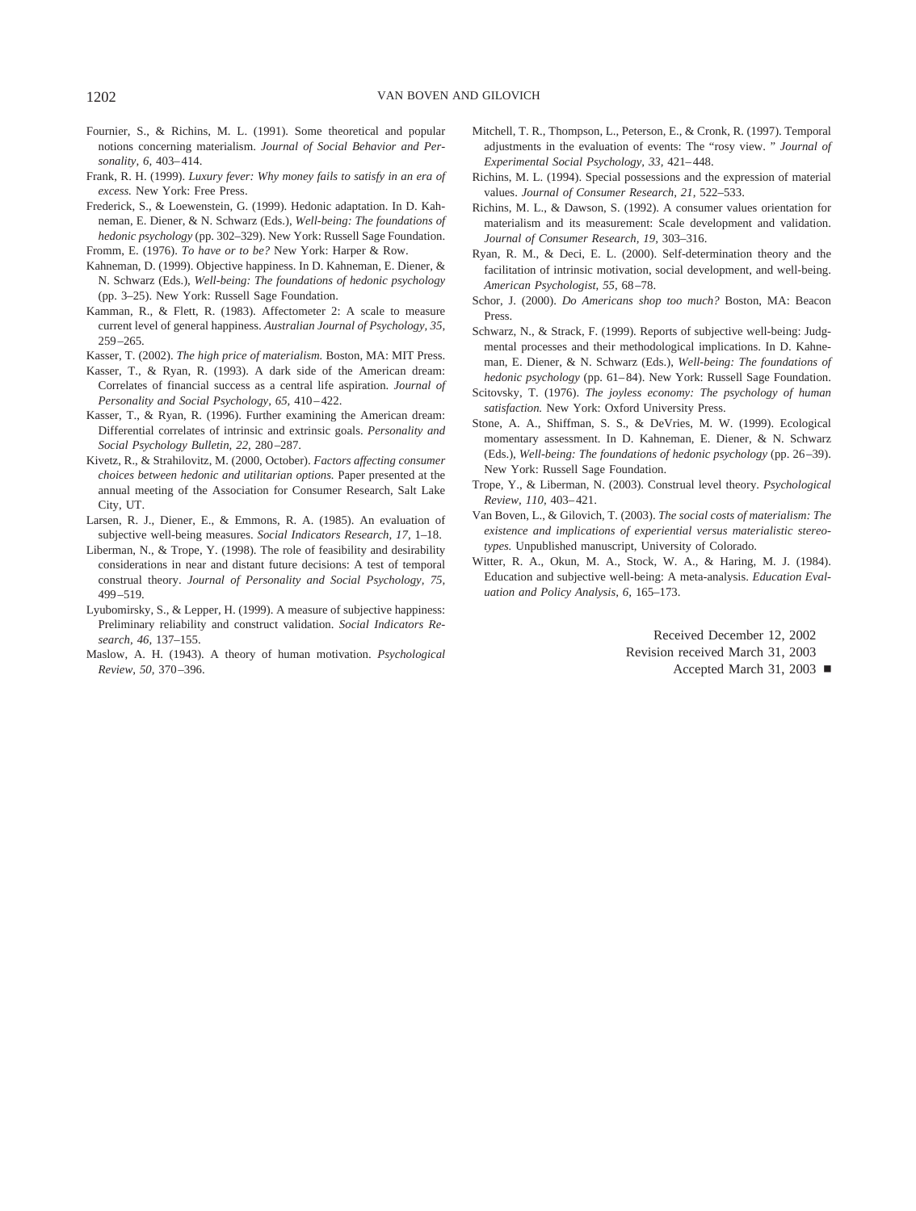Fournier, S., & Richins, M. L. (1991). Some theoretical and popular notions concerning materialism. *Journal of Social Behavior and Personality, 6,* 403–414.

Frank, R. H. (1999). *Luxury fever: Why money fails to satisfy in an era of excess.* New York: Free Press.

Frederick, S., & Loewenstein, G. (1999). Hedonic adaptation. In D. Kahneman, E. Diener, & N. Schwarz (Eds.), *Well-being: The foundations of hedonic psychology* (pp. 302–329). New York: Russell Sage Foundation.

Fromm, E. (1976). *To have or to be?* New York: Harper & Row.

Kahneman, D. (1999). Objective happiness. In D. Kahneman, E. Diener, & N. Schwarz (Eds.), *Well-being: The foundations of hedonic psychology* (pp. 3–25). New York: Russell Sage Foundation.

Kamman, R., & Flett, R. (1983). Affectometer 2: A scale to measure current level of general happiness. *Australian Journal of Psychology, 35,* 259–265.

Kasser, T. (2002). *The high price of materialism.* Boston, MA: MIT Press.

Kasser, T., & Ryan, R. (1993). A dark side of the American dream: Correlates of financial success as a central life aspiration. *Journal of Personality and Social Psychology, 65,* 410–422.

Kasser, T., & Ryan, R. (1996). Further examining the American dream: Differential correlates of intrinsic and extrinsic goals. *Personality and Social Psychology Bulletin, 22,* 280–287.

Kivetz, R., & Strahilovitz, M. (2000, October). *Factors affecting consumer choices between hedonic and utilitarian options.* Paper presented at the annual meeting of the Association for Consumer Research, Salt Lake City, UT.

Larsen, R. J., Diener, E., & Emmons, R. A. (1985). An evaluation of subjective well-being measures. *Social Indicators Research, 17,* 1–18.

Liberman, N., & Trope, Y. (1998). The role of feasibility and desirability considerations in near and distant future decisions: A test of temporal construal theory. *Journal of Personality and Social Psychology, 75,* 499–519.

Lyubomirsky, S., & Lepper, H. (1999). A measure of subjective happiness: Preliminary reliability and construct validation. *Social Indicators Research, 46,* 137–155.

Maslow, A. H. (1943). A theory of human motivation. *Psychological Review, 50,* 370–396.

Mitchell, T. R., Thompson, L., Peterson, E., & Cronk, R. (1997). Temporal adjustments in the evaluation of events: The "rosy view." *Journal of Experimental Social Psychology, 33,* 421–448.

Richins, M. L. (1994). Special possessions and the expression of material values. *Journal of Consumer Research, 21,* 522–533.

Richins, M. L., & Dawson, S. (1992). A consumer values orientation for materialism and its measurement: Scale development and validation. *Journal of Consumer Research, 19,* 303–316.

Ryan, R. M., & Deci, E. L. (2000). Self-determination theory and the facilitation of intrinsic motivation, social development, and well-being. *American Psychologist, 55,* 68–78.

Schor, J. (2000). *Do Americans shop too much?* Boston, MA: Beacon Press.

Schwarz, N., & Strack, F. (1999). Reports of subjective well-being: Judgmental processes and their methodological implications. In D. Kahneman, E. Diener, & N. Schwarz (Eds.), *Well-being: The foundations of hedonic psychology* (pp. 61–84). New York: Russell Sage Foundation.

Scitovsky, T. (1976). *The joyless economy: The psychology of human satisfaction.* New York: Oxford University Press.

Stone, A. A., Shiffman, S. S., & DeVries, M. W. (1999). Ecological momentary assessment. In D. Kahneman, E. Diener, & N. Schwarz (Eds.), *Well-being: The foundations of hedonic psychology* (pp. 26–39). New York: Russell Sage Foundation.

Trope, Y., & Liberman, N. (2003). Construal level theory. *Psychological Review, 110,* 403–421.

Van Boven, L., & Gilovich, T. (2003). *The social costs of materialism: The existence and implications of experiential versus materialistic stereotypes.* Unpublished manuscript, University of Colorado.

Witter, R. A., Okun, M. A., Stock, W. A., & Haring, M. J. (1984). Education and subjective well-being: A meta-analysis. *Education Evaluation and Policy Analysis, 6,* 165–173.

Received December 12, 2002
Revision received March 31, 2003
Accepted March 31, 2003 ■